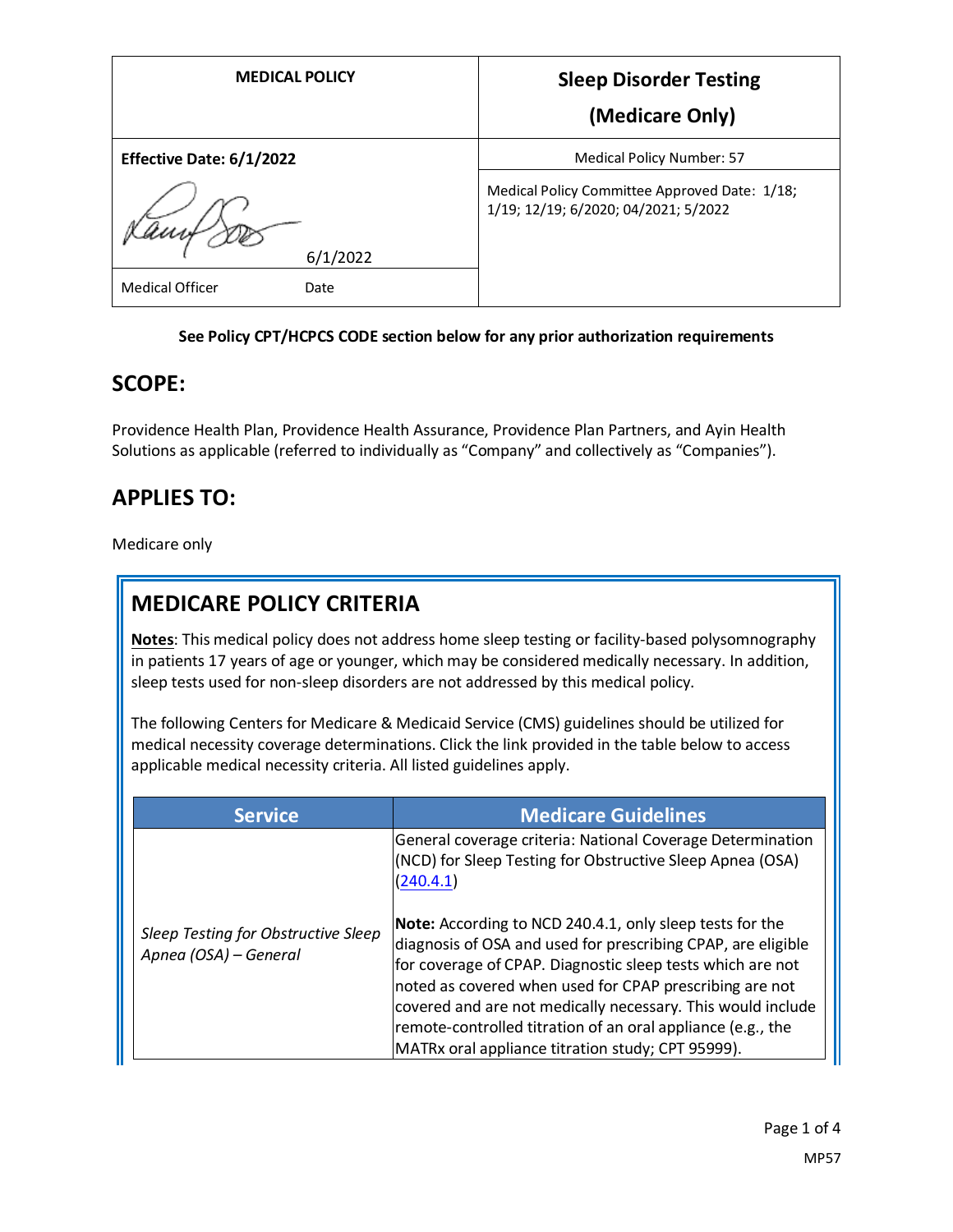| MEDICAL POLICY | Sleep Disorder Testing (Medicare Only) |
|---|---|
| **Effective Date: 6/1/2022** | Medical Policy Number: 57 |
| 6/1/2022 | Medical Policy Committee Approved Date: 1/18; 1/19; 12/19; 6/2020; 04/2021; 5/2022 |
| Medical Officer Date | |

**See Policy CPT/HCPCS CODE section below for any prior authorization requirements**

## SCOPE:

Providence Health Plan, Providence Health Assurance, Providence Plan Partners, and Ayin Health Solutions as applicable (referred to individually as "Company" and collectively as "Companies").

## APPLIES TO:

Medicare only

## MEDICARE POLICY CRITERIA

**Notes**: This medical policy does not address home sleep testing or facility-based polysomnography in patients 17 years of age or younger, which may be considered medically necessary. In addition, sleep tests used for non-sleep disorders are not addressed by this medical policy.

The following Centers for Medicare & Medicaid Service (CMS) guidelines should be utilized for medical necessity coverage determinations. Click the link provided in the table below to access applicable medical necessity criteria. All listed guidelines apply.

| Service | Medicare Guidelines |
|---|---|
| *Sleep Testing for Obstructive Sleep Apnea (OSA) – General* | General coverage criteria: National Coverage Determination (NCD) for Sleep Testing for Obstructive Sleep Apnea (OSA) (240.4.1)<br><br>**Note:** According to NCD 240.4.1, only sleep tests for the diagnosis of OSA and used for prescribing CPAP, are eligible for coverage of CPAP. Diagnostic sleep tests which are not noted as covered when used for CPAP prescribing are not covered and are not medically necessary. This would include remote-controlled titration of an oral appliance (e.g., the MATRx oral appliance titration study; CPT 95999). |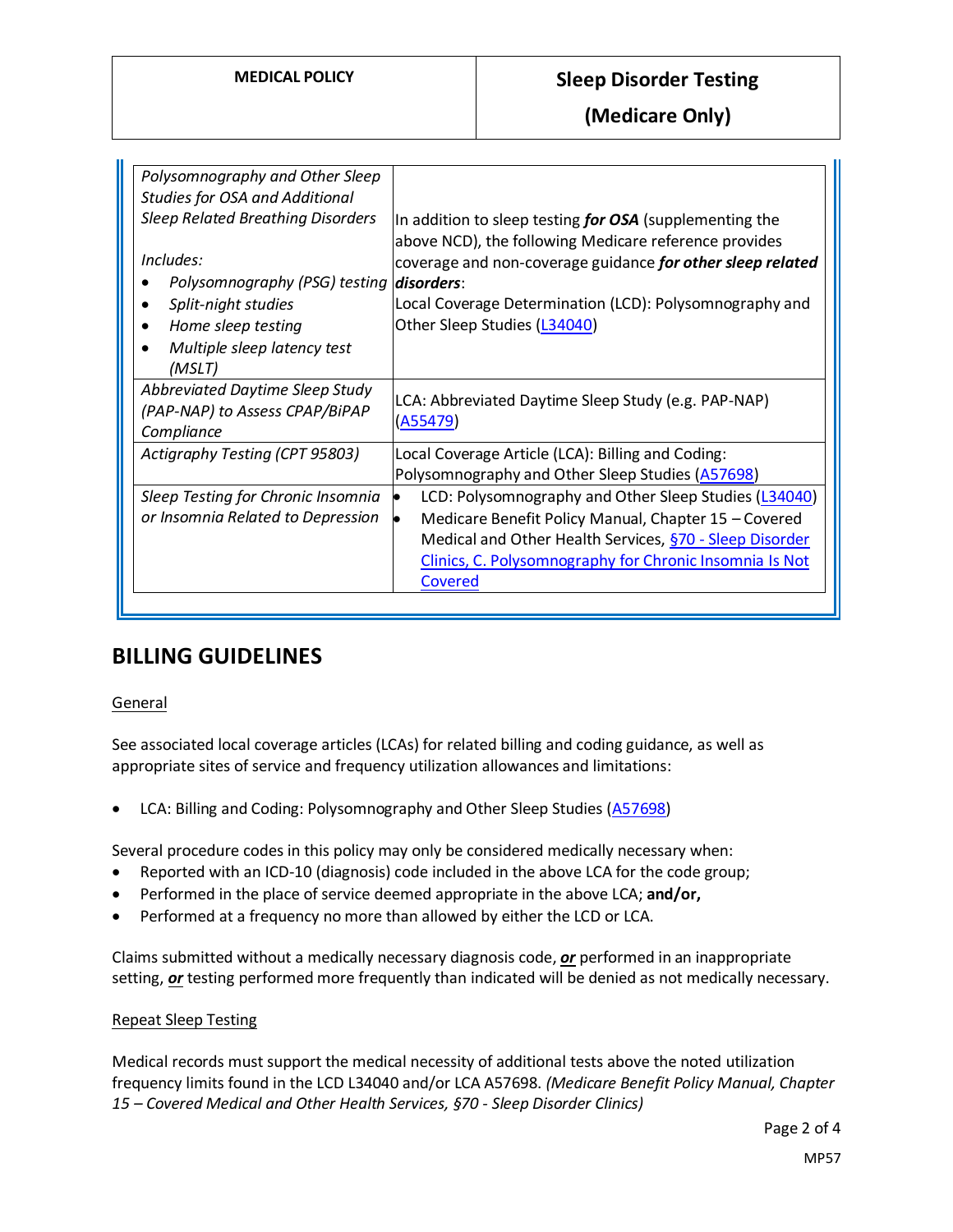| | |
|---|---|
| *Polysomnography and Other Sleep Studies for OSA and Additional Sleep Related Breathing Disorders*<br><br>*Includes:*<br>• *Polysomnography (PSG) testing*<br>• *Split-night studies*<br>• *Home sleep testing*<br>• *Multiple sleep latency test (MSLT)* | In addition to sleep testing ***for OSA*** (supplementing the above NCD), the following Medicare reference provides coverage and non-coverage guidance ***for other sleep related disorders***:<br>Local Coverage Determination (LCD): Polysomnography and Other Sleep Studies (L34040) |
| *Abbreviated Daytime Sleep Study (PAP-NAP) to Assess CPAP/BiPAP Compliance* | LCA: Abbreviated Daytime Sleep Study (e.g. PAP-NAP) (A55479) |
| *Actigraphy Testing (CPT 95803)* | Local Coverage Article (LCA): Billing and Coding: Polysomnography and Other Sleep Studies (A57698) |
| *Sleep Testing for Chronic Insomnia or Insomnia Related to Depression* | • LCD: Polysomnography and Other Sleep Studies (L34040)<br>• Medicare Benefit Policy Manual, Chapter 15 – Covered Medical and Other Health Services, §70 - Sleep Disorder Clinics, C. Polysomnography for Chronic Insomnia Is Not Covered |

## BILLING GUIDELINES

General

See associated local coverage articles (LCAs) for related billing and coding guidance, as well as appropriate sites of service and frequency utilization allowances and limitations:

- LCA: Billing and Coding: Polysomnography and Other Sleep Studies (A57698)

Several procedure codes in this policy may only be considered medically necessary when:

- Reported with an ICD-10 (diagnosis) code included in the above LCA for the code group;
- Performed in the place of service deemed appropriate in the above LCA; **and/or,**
- Performed at a frequency no more than allowed by either the LCD or LCA.

Claims submitted without a medically necessary diagnosis code, ***or*** performed in an inappropriate setting, ***or*** testing performed more frequently than indicated will be denied as not medically necessary.

Repeat Sleep Testing

Medical records must support the medical necessity of additional tests above the noted utilization frequency limits found in the LCD L34040 and/or LCA A57698. *(Medicare Benefit Policy Manual, Chapter 15 – Covered Medical and Other Health Services, §70 - Sleep Disorder Clinics)*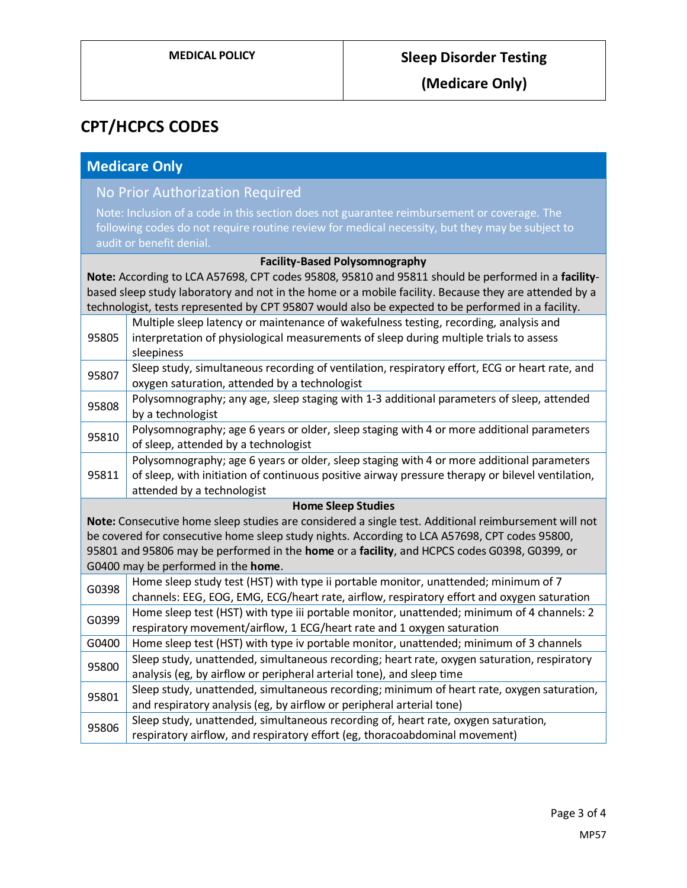## CPT/HCPCS CODES

| Medicare Only | |
|---|---|
| **No Prior Authorization Required**<br>Note: Inclusion of a code in this section does not guarantee reimbursement or coverage. The following codes do not require routine review for medical necessity, but they may be subject to audit or benefit denial. | |
| **Facility-Based Polysomnography**<br>**Note:** According to LCA A57698, CPT codes 95808, 95810 and 95811 should be performed in a **facility**-based sleep study laboratory and not in the home or a mobile facility. Because they are attended by a technologist, tests represented by CPT 95807 would also be expected to be performed in a facility. | |
| 95805 | Multiple sleep latency or maintenance of wakefulness testing, recording, analysis and interpretation of physiological measurements of sleep during multiple trials to assess sleepiness |
| 95807 | Sleep study, simultaneous recording of ventilation, respiratory effort, ECG or heart rate, and oxygen saturation, attended by a technologist |
| 95808 | Polysomnography; any age, sleep staging with 1-3 additional parameters of sleep, attended by a technologist |
| 95810 | Polysomnography; age 6 years or older, sleep staging with 4 or more additional parameters of sleep, attended by a technologist |
| 95811 | Polysomnography; age 6 years or older, sleep staging with 4 or more additional parameters of sleep, with initiation of continuous positive airway pressure therapy or bilevel ventilation, attended by a technologist |
| **Home Sleep Studies**<br>**Note:** Consecutive home sleep studies are considered a single test. Additional reimbursement will not be covered for consecutive home sleep study nights. According to LCA A57698, CPT codes 95800, 95801 and 95806 may be performed in the **home** or a **facility**, and HCPCS codes G0398, G0399, or G0400 may be performed in the **home**. | |
| G0398 | Home sleep study test (HST) with type ii portable monitor, unattended; minimum of 7 channels: EEG, EOG, EMG, ECG/heart rate, airflow, respiratory effort and oxygen saturation |
| G0399 | Home sleep test (HST) with type iii portable monitor, unattended; minimum of 4 channels: 2 respiratory movement/airflow, 1 ECG/heart rate and 1 oxygen saturation |
| G0400 | Home sleep test (HST) with type iv portable monitor, unattended; minimum of 3 channels |
| 95800 | Sleep study, unattended, simultaneous recording; heart rate, oxygen saturation, respiratory analysis (eg, by airflow or peripheral arterial tone), and sleep time |
| 95801 | Sleep study, unattended, simultaneous recording; minimum of heart rate, oxygen saturation, and respiratory analysis (eg, by airflow or peripheral arterial tone) |
| 95806 | Sleep study, unattended, simultaneous recording of, heart rate, oxygen saturation, respiratory airflow, and respiratory effort (eg, thoracoabdominal movement) |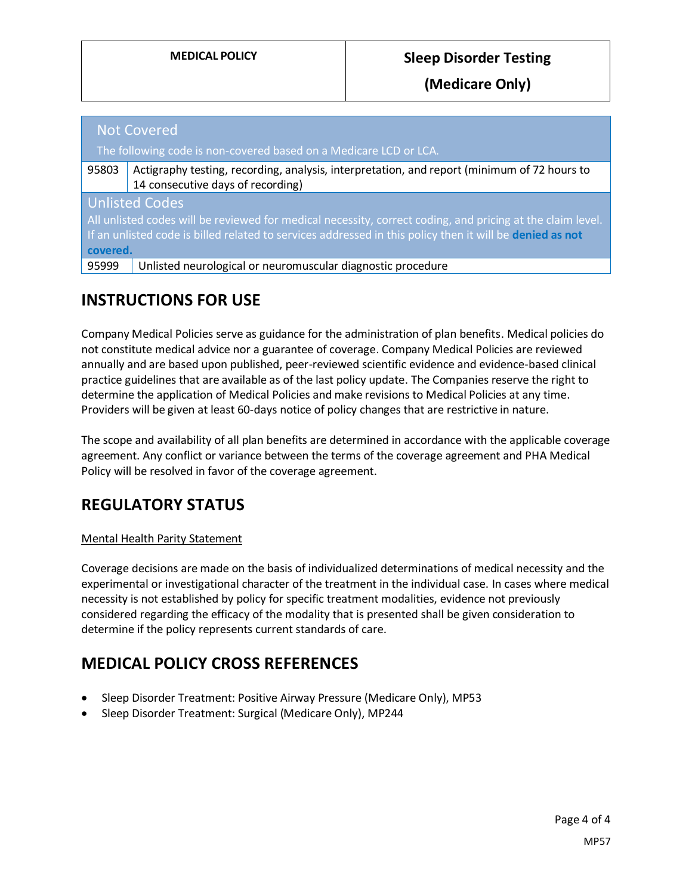| | |
|---|---|
| **Not Covered**<br>The following code is non-covered based on a Medicare LCD or LCA. | |
| 95803 | Actigraphy testing, recording, analysis, interpretation, and report (minimum of 72 hours to 14 consecutive days of recording) |
| **Unlisted Codes**<br>All unlisted codes will be reviewed for medical necessity, correct coding, and pricing at the claim level. If an unlisted code is billed related to services addressed in this policy then it will be **denied as not covered.** | |
| 95999 | Unlisted neurological or neuromuscular diagnostic procedure |

## INSTRUCTIONS FOR USE

Company Medical Policies serve as guidance for the administration of plan benefits. Medical policies do not constitute medical advice nor a guarantee of coverage. Company Medical Policies are reviewed annually and are based upon published, peer-reviewed scientific evidence and evidence-based clinical practice guidelines that are available as of the last policy update. The Companies reserve the right to determine the application of Medical Policies and make revisions to Medical Policies at any time. Providers will be given at least 60-days notice of policy changes that are restrictive in nature.

The scope and availability of all plan benefits are determined in accordance with the applicable coverage agreement. Any conflict or variance between the terms of the coverage agreement and PHA Medical Policy will be resolved in favor of the coverage agreement.

## REGULATORY STATUS

Mental Health Parity Statement

Coverage decisions are made on the basis of individualized determinations of medical necessity and the experimental or investigational character of the treatment in the individual case. In cases where medical necessity is not established by policy for specific treatment modalities, evidence not previously considered regarding the efficacy of the modality that is presented shall be given consideration to determine if the policy represents current standards of care.

## MEDICAL POLICY CROSS REFERENCES

- Sleep Disorder Treatment: Positive Airway Pressure (Medicare Only), MP53
- Sleep Disorder Treatment: Surgical (Medicare Only), MP244